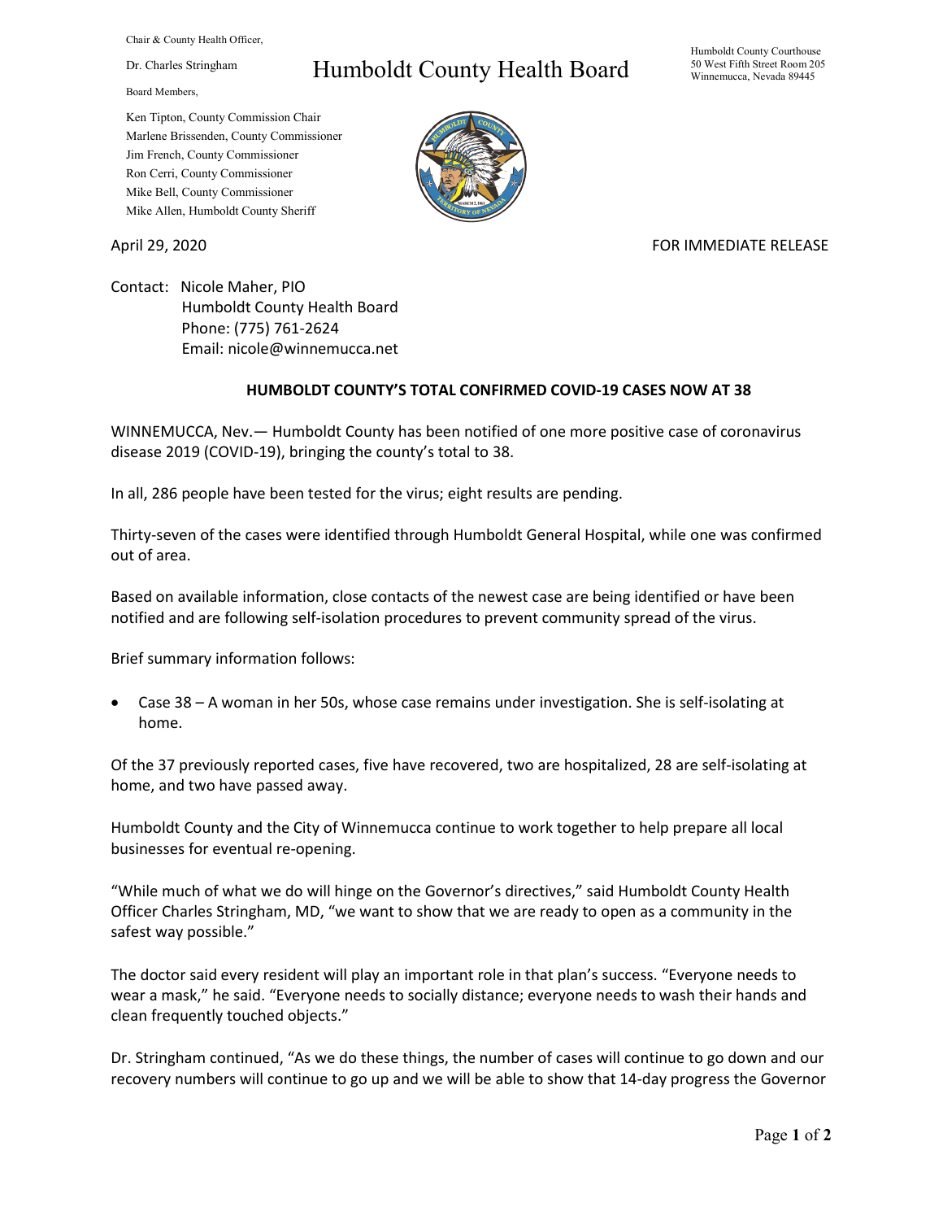Chair & County Health Officer,

Dr. Charles Stringham

Board Members,

Ken Tipton, County Commission Chair
Marlene Brissenden, County Commissioner
Jim French, County Commissioner
Ron Cerri, County Commissioner
Mike Bell, County Commissioner
Mike Allen, Humboldt County Sheriff

# Humboldt County Health Board

Humboldt County Courthouse
50 West Fifth Street Room 205
Winnemucca, Nevada 89445

April 29, 2020

FOR IMMEDIATE RELEASE

Contact: Nicole Maher, PIO
Humboldt County Health Board
Phone: (775) 761-2624
Email: nicole@winnemucca.net

## HUMBOLDT COUNTY'S TOTAL CONFIRMED COVID-19 CASES NOW AT 38

WINNEMUCCA, Nev.— Humboldt County has been notified of one more positive case of coronavirus disease 2019 (COVID-19), bringing the county's total to 38.

In all, 286 people have been tested for the virus; eight results are pending.

Thirty-seven of the cases were identified through Humboldt General Hospital, while one was confirmed out of area.

Based on available information, close contacts of the newest case are being identified or have been notified and are following self-isolation procedures to prevent community spread of the virus.

Brief summary information follows:

- Case 38 – A woman in her 50s, whose case remains under investigation. She is self-isolating at home.

Of the 37 previously reported cases, five have recovered, two are hospitalized, 28 are self-isolating at home, and two have passed away.

Humboldt County and the City of Winnemucca continue to work together to help prepare all local businesses for eventual re-opening.

"While much of what we do will hinge on the Governor's directives," said Humboldt County Health Officer Charles Stringham, MD, "we want to show that we are ready to open as a community in the safest way possible."

The doctor said every resident will play an important role in that plan's success. "Everyone needs to wear a mask," he said. "Everyone needs to socially distance; everyone needs to wash their hands and clean frequently touched objects."

Dr. Stringham continued, "As we do these things, the number of cases will continue to go down and our recovery numbers will continue to go up and we will be able to show that 14-day progress the Governor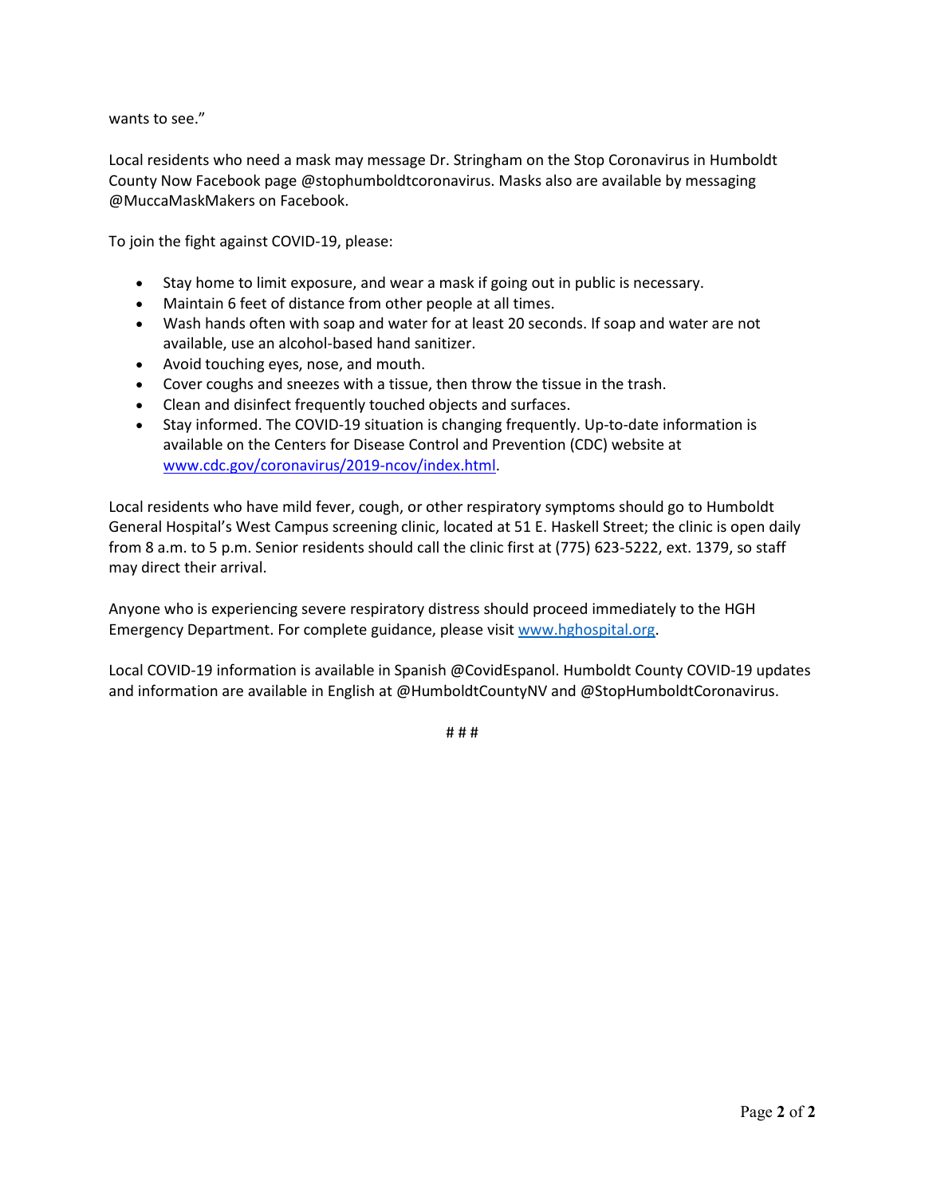wants to see."

Local residents who need a mask may message Dr. Stringham on the Stop Coronavirus in Humboldt County Now Facebook page @stophumboldtcoronavirus. Masks also are available by messaging @MuccaMaskMakers on Facebook.

To join the fight against COVID-19, please:

- Stay home to limit exposure, and wear a mask if going out in public is necessary.
- Maintain 6 feet of distance from other people at all times.
- Wash hands often with soap and water for at least 20 seconds. If soap and water are not available, use an alcohol-based hand sanitizer.
- Avoid touching eyes, nose, and mouth.
- Cover coughs and sneezes with a tissue, then throw the tissue in the trash.
- Clean and disinfect frequently touched objects and surfaces.
- Stay informed. The COVID-19 situation is changing frequently. Up-to-date information is available on the Centers for Disease Control and Prevention (CDC) website at www.cdc.gov/coronavirus/2019-ncov/index.html.

Local residents who have mild fever, cough, or other respiratory symptoms should go to Humboldt General Hospital's West Campus screening clinic, located at 51 E. Haskell Street; the clinic is open daily from 8 a.m. to 5 p.m. Senior residents should call the clinic first at (775) 623-5222, ext. 1379, so staff may direct their arrival.

Anyone who is experiencing severe respiratory distress should proceed immediately to the HGH Emergency Department. For complete guidance, please visit www.hghospital.org.

Local COVID-19 information is available in Spanish @CovidEspanol. Humboldt County COVID-19 updates and information are available in English at @HumboldtCountyNV and @StopHumboldtCoronavirus.

# # #